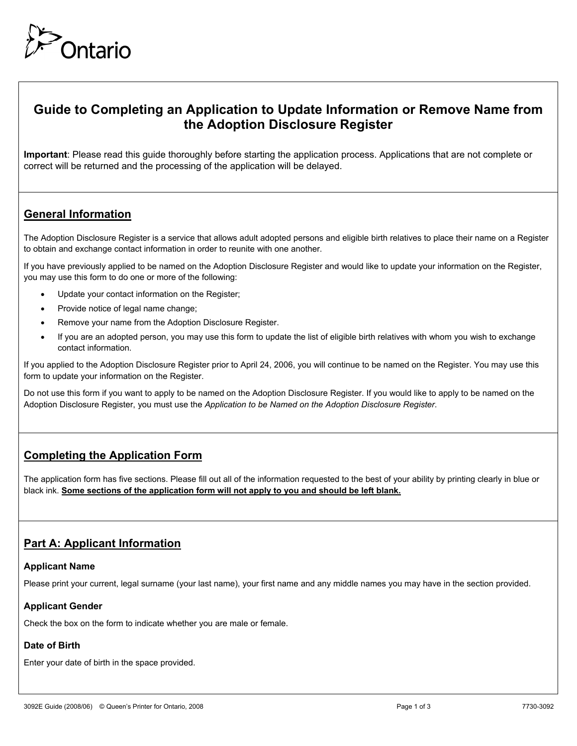Ontario

# Guide to Completing an Application to Update Information or Remove Name from the Adoption Disclosure Register

**Important**: Please read this guide thoroughly before starting the application process. Applications that are not complete or correct will be returned and the processing of the application will be delayed.

## General Information

The Adoption Disclosure Register is a service that allows adult adopted persons and eligible birth relatives to place their name on a Register to obtain and exchange contact information in order to reunite with one another.

If you have previously applied to be named on the Adoption Disclosure Register and would like to update your information on the Register, you may use this form to do one or more of the following:

- Update your contact information on the Register;
- Provide notice of legal name change;
- Remove your name from the Adoption Disclosure Register.
- If you are an adopted person, you may use this form to update the list of eligible birth relatives with whom you wish to exchange contact information.

If you applied to the Adoption Disclosure Register prior to April 24, 2006, you will continue to be named on the Register. You may use this form to update your information on the Register.

Do not use this form if you want to apply to be named on the Adoption Disclosure Register. If you would like to apply to be named on the Adoption Disclosure Register, you must use the *Application to be Named on the Adoption Disclosure Register*.

## Completing the Application Form

The application form has five sections. Please fill out all of the information requested to the best of your ability by printing clearly in blue or black ink. **Some sections of the application form will not apply to you and should be left blank.**

## Part A: Applicant Information

### Applicant Name

Please print your current, legal surname (your last name), your first name and any middle names you may have in the section provided.

### Applicant Gender

Check the box on the form to indicate whether you are male or female.

### Date of Birth

Enter your date of birth in the space provided.

3092E Guide (2008/06) © Queen's Printer for Ontario, 2008 7730-3092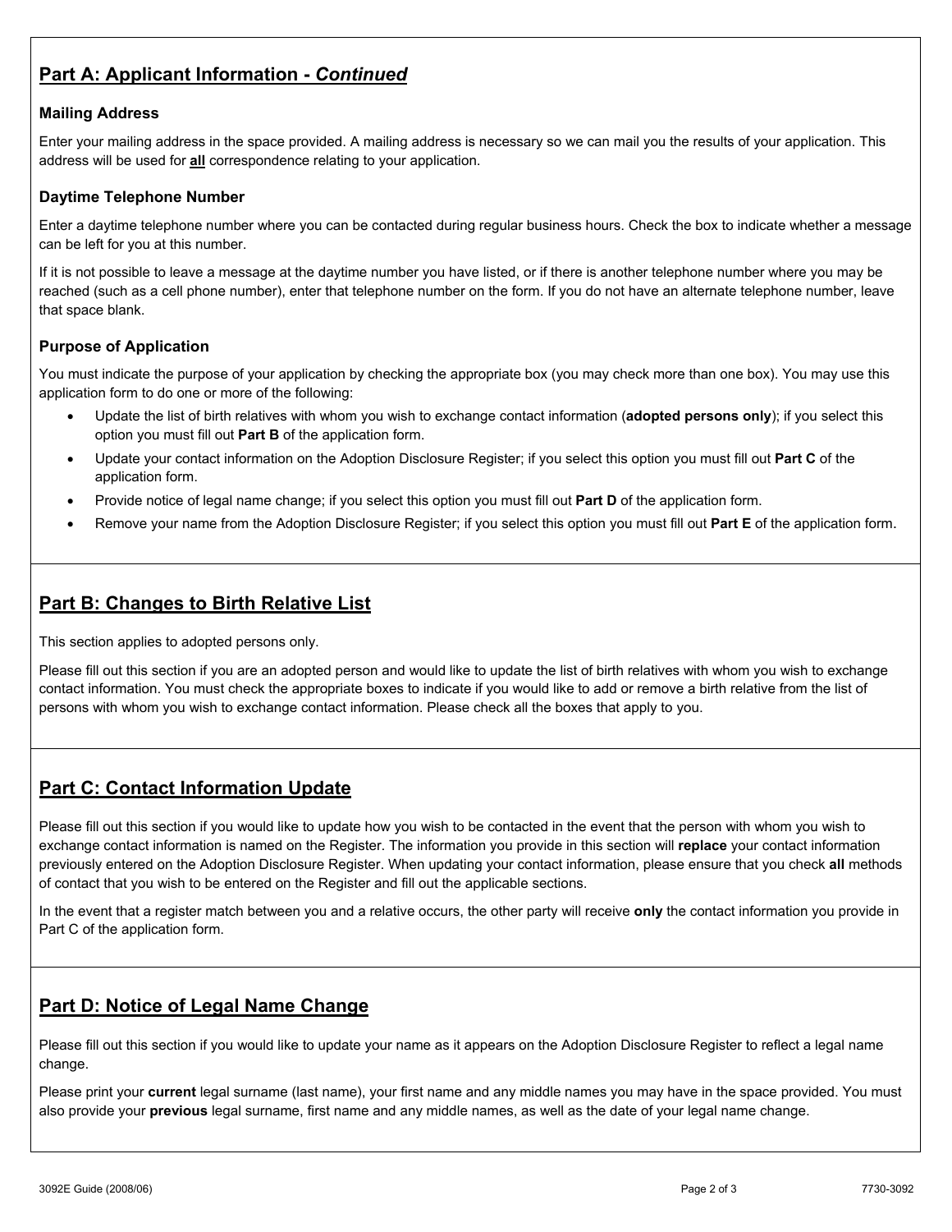## Part A: Applicant Information - *Continued*

### Mailing Address

Enter your mailing address in the space provided. A mailing address is necessary so we can mail you the results of your application. This address will be used for **all** correspondence relating to your application.

### Daytime Telephone Number

Enter a daytime telephone number where you can be contacted during regular business hours. Check the box to indicate whether a message can be left for you at this number.

If it is not possible to leave a message at the daytime number you have listed, or if there is another telephone number where you may be reached (such as a cell phone number), enter that telephone number on the form. If you do not have an alternate telephone number, leave that space blank.

### Purpose of Application

You must indicate the purpose of your application by checking the appropriate box (you may check more than one box). You may use this application form to do one or more of the following:

- Update the list of birth relatives with whom you wish to exchange contact information (**adopted persons only**); if you select this option you must fill out **Part B** of the application form.
- Update your contact information on the Adoption Disclosure Register; if you select this option you must fill out **Part C** of the application form.
- Provide notice of legal name change; if you select this option you must fill out **Part D** of the application form.
- Remove your name from the Adoption Disclosure Register; if you select this option you must fill out **Part E** of the application form.

## Part B: Changes to Birth Relative List

This section applies to adopted persons only.

Please fill out this section if you are an adopted person and would like to update the list of birth relatives with whom you wish to exchange contact information. You must check the appropriate boxes to indicate if you would like to add or remove a birth relative from the list of persons with whom you wish to exchange contact information. Please check all the boxes that apply to you.

## Part C: Contact Information Update

Please fill out this section if you would like to update how you wish to be contacted in the event that the person with whom you wish to exchange contact information is named on the Register. The information you provide in this section will **replace** your contact information previously entered on the Adoption Disclosure Register. When updating your contact information, please ensure that you check **all** methods of contact that you wish to be entered on the Register and fill out the applicable sections.

In the event that a register match between you and a relative occurs, the other party will receive **only** the contact information you provide in Part C of the application form.

## Part D: Notice of Legal Name Change

Please fill out this section if you would like to update your name as it appears on the Adoption Disclosure Register to reflect a legal name change.

Please print your **current** legal surname (last name), your first name and any middle names you may have in the space provided. You must also provide your **previous** legal surname, first name and any middle names, as well as the date of your legal name change.

3092E Guide (2008/06) 7730-3092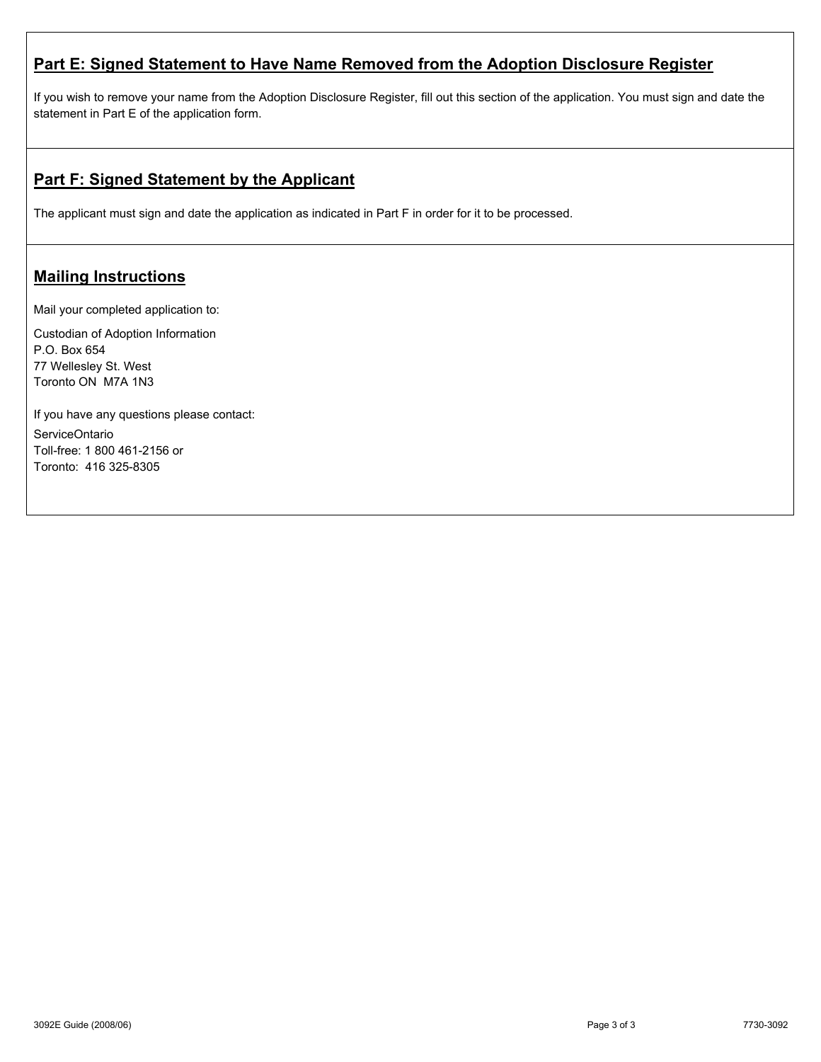## Part E: Signed Statement to Have Name Removed from the Adoption Disclosure Register

If you wish to remove your name from the Adoption Disclosure Register, fill out this section of the application. You must sign and date the statement in Part E of the application form.

## Part F: Signed Statement by the Applicant

The applicant must sign and date the application as indicated in Part F in order for it to be processed.

## Mailing Instructions

Mail your completed application to:

Custodian of Adoption Information
P.O. Box 654
77 Wellesley St. West
Toronto ON  M7A 1N3

If you have any questions please contact:

ServiceOntario
Toll-free: 1 800 461-2156 or
Toronto:  416 325-8305